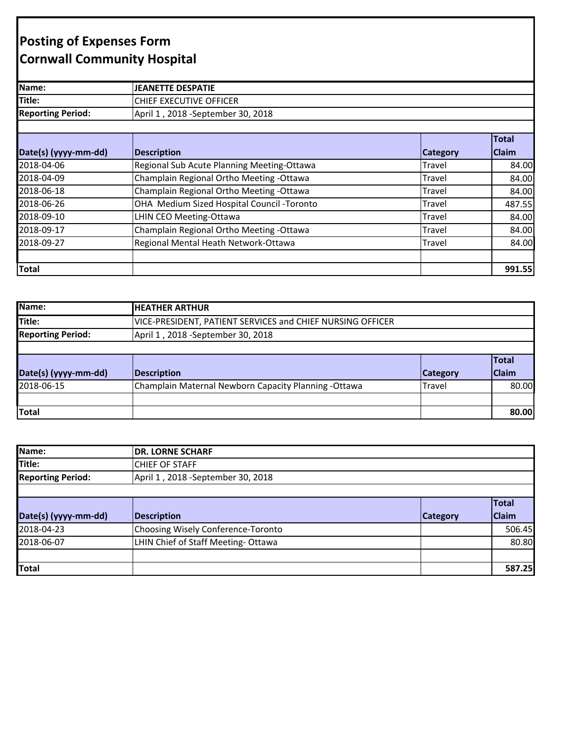# Posting of Expenses Form
# Cornwall Community Hospital

| | |
|---|---|
| **Name:** | **JEANETTE DESPATIE** |
| **Title:** | CHIEF EXECUTIVE OFFICER |
| **Reporting Period:** | April 1 , 2018 -September 30, 2018 |

| Date(s) (yyyy-mm-dd) | Description | Category | Total Claim |
|---|---|---|---|
| 2018-04-06 | Regional Sub Acute Planning Meeting-Ottawa | Travel | 84.00 |
| 2018-04-09 | Champlain Regional Ortho Meeting -Ottawa | Travel | 84.00 |
| 2018-06-18 | Champlain Regional Ortho Meeting -Ottawa | Travel | 84.00 |
| 2018-06-26 | OHA Medium Sized Hospital Council -Toronto | Travel | 487.55 |
| 2018-09-10 | LHIN CEO Meeting-Ottawa | Travel | 84.00 |
| 2018-09-17 | Champlain Regional Ortho Meeting -Ottawa | Travel | 84.00 |
| 2018-09-27 | Regional Mental Heath Network-Ottawa | Travel | 84.00 |
| | | | |
| **Total** | | | **991.55** |

| | |
|---|---|
| **Name:** | **HEATHER ARTHUR** |
| **Title:** | VICE-PRESIDENT, PATIENT SERVICES and CHIEF NURSING OFFICER |
| **Reporting Period:** | April 1 , 2018 -September 30, 2018 |

| Date(s) (yyyy-mm-dd) | Description | Category | Total Claim |
|---|---|---|---|
| 2018-06-15 | Champlain Maternal Newborn Capacity Planning -Ottawa | Travel | 80.00 |
| | | | |
| **Total** | | | **80.00** |

| | |
|---|---|
| **Name:** | **DR. LORNE SCHARF** |
| **Title:** | CHIEF OF STAFF |
| **Reporting Period:** | April 1 , 2018 -September 30, 2018 |

| Date(s) (yyyy-mm-dd) | Description | Category | Total Claim |
|---|---|---|---|
| 2018-04-23 | Choosing Wisely Conference-Toronto | | 506.45 |
| 2018-06-07 | LHIN Chief of Staff Meeting- Ottawa | | 80.80 |
| | | | |
| **Total** | | | **587.25** |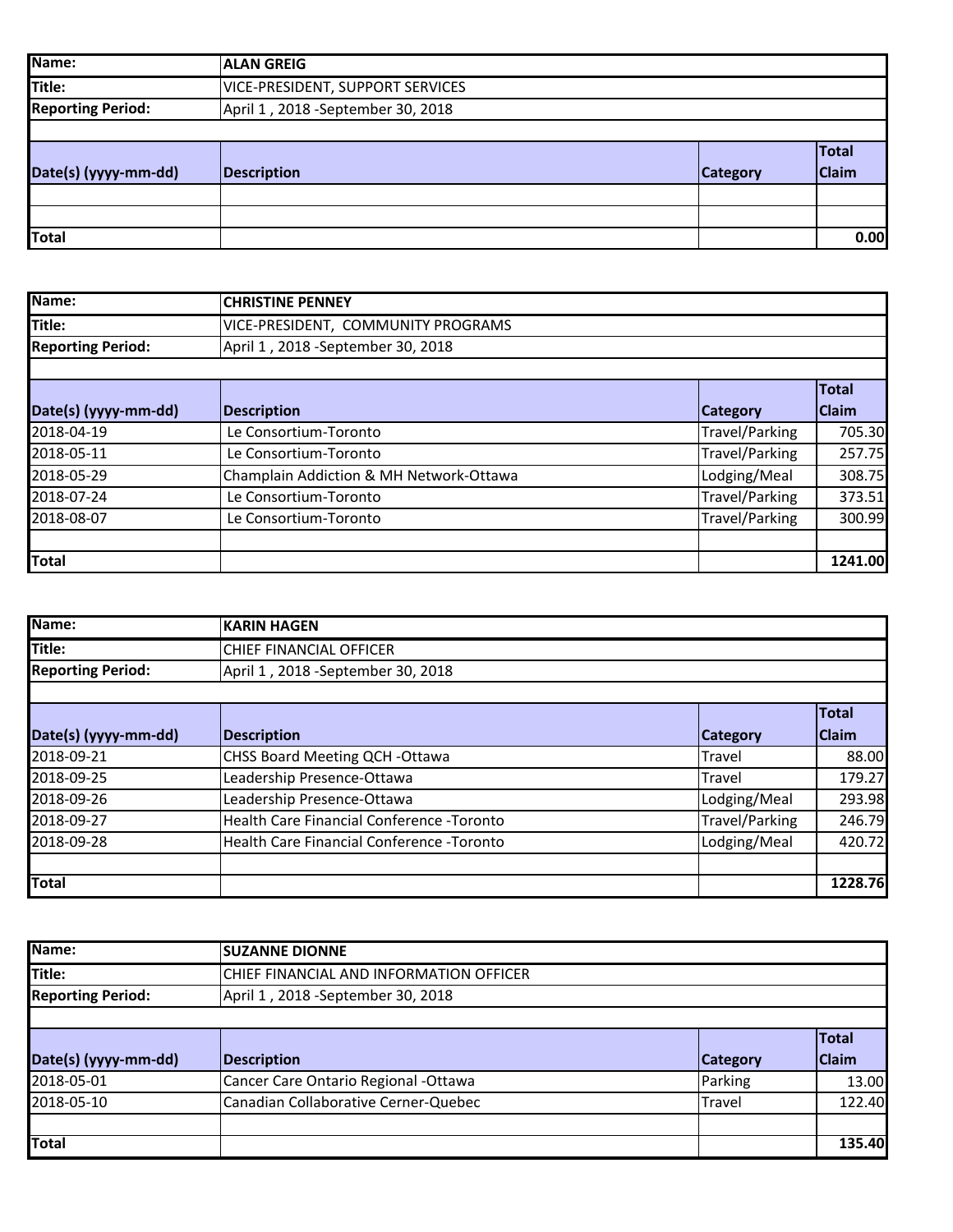| Name: | ALAN GREIG | | |
|---|---|---|---|
| Title: | VICE-PRESIDENT, SUPPORT SERVICES | | |
| Reporting Period: | April 1 , 2018 -September 30, 2018 | | |
| | | | |
| **Date(s) (yyyy-mm-dd)** | **Description** | **Category** | **Total Claim** |
| | | | |
| | | | |
| **Total** | | | **0.00** |

| Name: | CHRISTINE PENNEY | | |
|---|---|---|---|
| Title: | VICE-PRESIDENT, COMMUNITY PROGRAMS | | |
| Reporting Period: | April 1 , 2018 -September 30, 2018 | | |
| | | | |
| **Date(s) (yyyy-mm-dd)** | **Description** | **Category** | **Total Claim** |
| 2018-04-19 | Le Consortium-Toronto | Travel/Parking | 705.30 |
| 2018-05-11 | Le Consortium-Toronto | Travel/Parking | 257.75 |
| 2018-05-29 | Champlain Addiction & MH Network-Ottawa | Lodging/Meal | 308.75 |
| 2018-07-24 | Le Consortium-Toronto | Travel/Parking | 373.51 |
| 2018-08-07 | Le Consortium-Toronto | Travel/Parking | 300.99 |
| | | | |
| **Total** | | | **1241.00** |

| Name: | KARIN HAGEN | | |
|---|---|---|---|
| Title: | CHIEF FINANCIAL OFFICER | | |
| Reporting Period: | April 1 , 2018 -September 30, 2018 | | |
| | | | |
| **Date(s) (yyyy-mm-dd)** | **Description** | **Category** | **Total Claim** |
| 2018-09-21 | CHSS Board Meeting QCH -Ottawa | Travel | 88.00 |
| 2018-09-25 | Leadership Presence-Ottawa | Travel | 179.27 |
| 2018-09-26 | Leadership Presence-Ottawa | Lodging/Meal | 293.98 |
| 2018-09-27 | Health Care Financial Conference -Toronto | Travel/Parking | 246.79 |
| 2018-09-28 | Health Care Financial Conference -Toronto | Lodging/Meal | 420.72 |
| | | | |
| **Total** | | | **1228.76** |

| Name: | SUZANNE DIONNE | | |
|---|---|---|---|
| Title: | CHIEF FINANCIAL AND INFORMATION OFFICER | | |
| Reporting Period: | April 1 , 2018 -September 30, 2018 | | |
| | | | |
| **Date(s) (yyyy-mm-dd)** | **Description** | **Category** | **Total Claim** |
| 2018-05-01 | Cancer Care Ontario Regional -Ottawa | Parking | 13.00 |
| 2018-05-10 | Canadian Collaborative Cerner-Quebec | Travel | 122.40 |
| | | | |
| **Total** | | | **135.40** |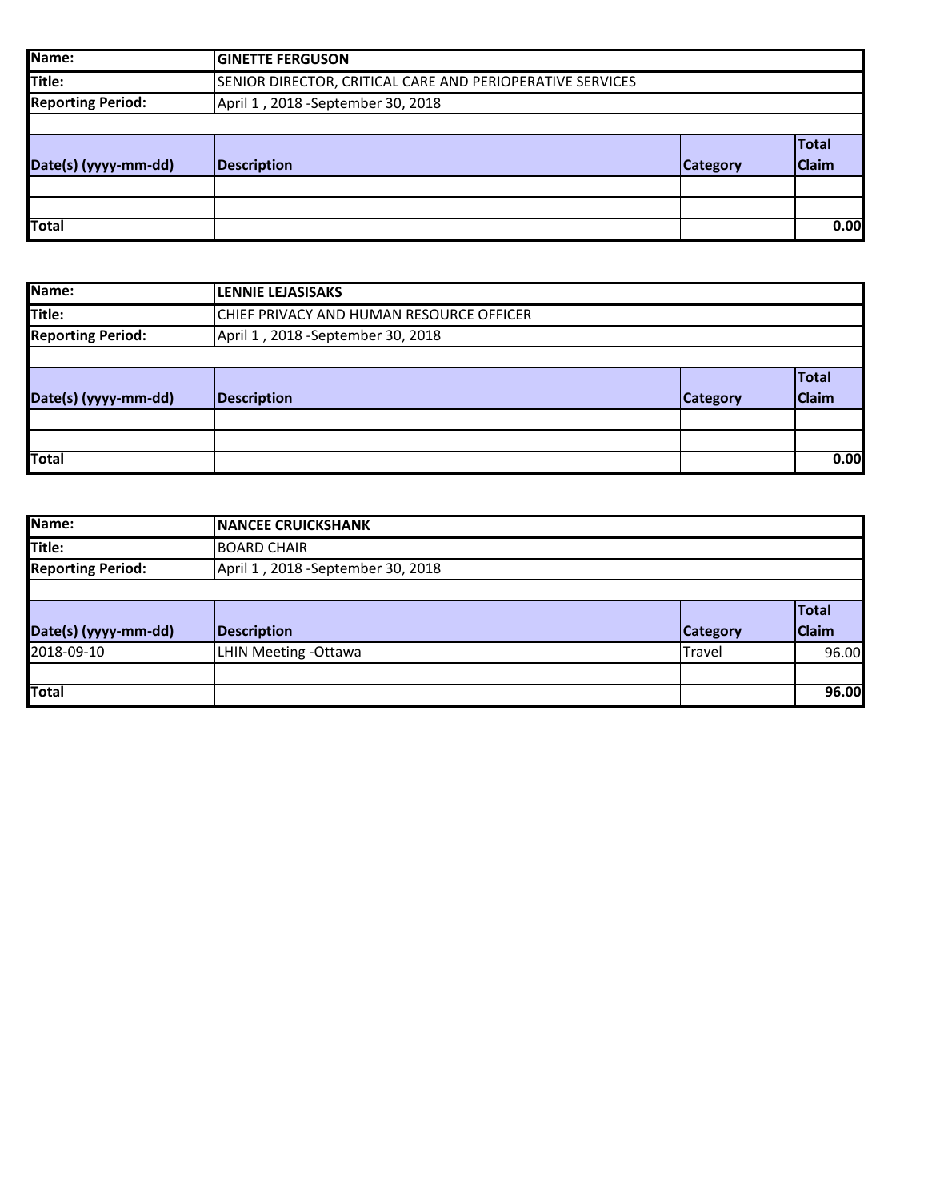| | | | |
|---|---|---|---|
| **Name:** | **GINETTE FERGUSON** | | |
| **Title:** | SENIOR DIRECTOR, CRITICAL CARE AND PERIOPERATIVE SERVICES | | |
| **Reporting Period:** | April 1 , 2018 -September 30, 2018 | | |
| | | | |
| **Date(s) (yyyy-mm-dd)** | **Description** | **Category** | **Total Claim** |
| | | | |
| | | | |
| **Total** | | | **0.00** |

| | | | |
|---|---|---|---|
| **Name:** | **LENNIE LEJASISAKS** | | |
| **Title:** | CHIEF PRIVACY AND HUMAN RESOURCE OFFICER | | |
| **Reporting Period:** | April 1 , 2018 -September 30, 2018 | | |
| | | | |
| **Date(s) (yyyy-mm-dd)** | **Description** | **Category** | **Total Claim** |
| | | | |
| | | | |
| **Total** | | | **0.00** |

| | | | |
|---|---|---|---|
| **Name:** | **NANCEE CRUICKSHANK** | | |
| **Title:** | BOARD CHAIR | | |
| **Reporting Period:** | April 1 , 2018 -September 30, 2018 | | |
| | | | |
| **Date(s) (yyyy-mm-dd)** | **Description** | **Category** | **Total Claim** |
| 2018-09-10 | LHIN Meeting -Ottawa | Travel | 96.00 |
| | | | |
| **Total** | | | **96.00** |